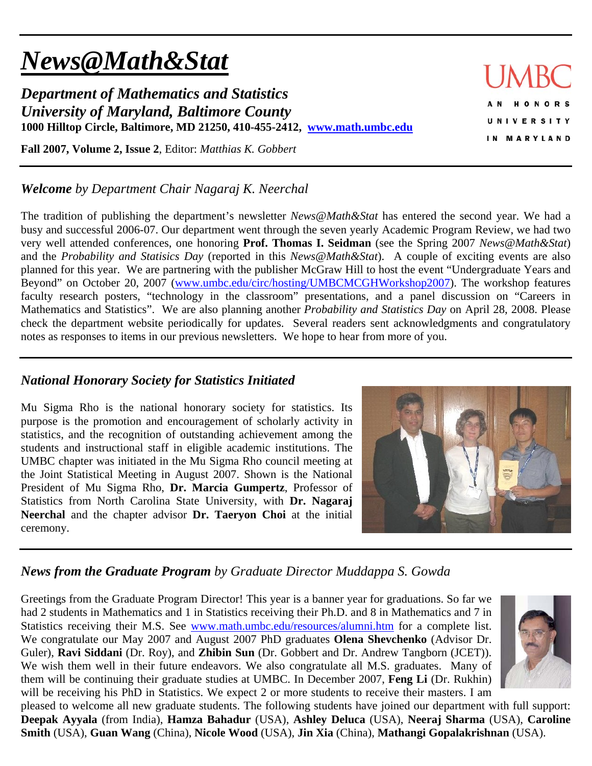# *News@Math&Stat*

***Department of Mathematics and Statistics***
***University of Maryland, Baltimore County***
**1000 Hilltop Circle, Baltimore, MD 21250, 410-455-2412, [www.math.umbc.edu](http://www.math.umbc.edu)**

**Fall 2007, Volume 2, Issue 2**, Editor: *Matthias K. Gobbert*

UMBC
AN HONORS UNIVERSITY IN MARYLAND

## ***Welcome** by Department Chair Nagaraj K. Neerchal*

The tradition of publishing the department's newsletter *News@Math&Stat* has entered the second year. We had a busy and successful 2006-07. Our department went through the seven yearly Academic Program Review, we had two very well attended conferences, one honoring **Prof. Thomas I. Seidman** (see the Spring 2007 *News@Math&Stat*) and the *Probability and Statisics Day* (reported in this *News@Math&Stat*). A couple of exciting events are also planned for this year. We are partnering with the publisher McGraw Hill to host the event "Undergraduate Years and Beyond" on October 20, 2007 ([www.umbc.edu/circ/hosting/UMBCMCGHWorkshop2007](http://www.umbc.edu/circ/hosting/UMBCMCGHWorkshop2007)). The workshop features faculty research posters, "technology in the classroom" presentations, and a panel discussion on "Careers in Mathematics and Statistics". We are also planning another *Probability and Statistics Day* on April 28, 2008. Please check the department website periodically for updates. Several readers sent acknowledgments and congratulatory notes as responses to items in our previous newsletters. We hope to hear from more of you.

## ***National Honorary Society for Statistics Initiated***

Mu Sigma Rho is the national honorary society for statistics. Its purpose is the promotion and encouragement of scholarly activity in statistics, and the recognition of outstanding achievement among the students and instructional staff in eligible academic institutions. The UMBC chapter was initiated in the Mu Sigma Rho council meeting at the Joint Statistical Meeting in August 2007. Shown is the National President of Mu Sigma Rho, **Dr. Marcia Gumpertz**, Professor of Statistics from North Carolina State University, with **Dr. Nagaraj Neerchal** and the chapter advisor **Dr. Taeryon Choi** at the initial ceremony.

## ***News from the Graduate Program** by Graduate Director Muddappa S. Gowda*

Greetings from the Graduate Program Director! This year is a banner year for graduations. So far we had 2 students in Mathematics and 1 in Statistics receiving their Ph.D. and 8 in Mathematics and 7 in Statistics receiving their M.S. See [www.math.umbc.edu/resources/alumni.htm](http://www.math.umbc.edu/resources/alumni.htm) for a complete list. We congratulate our May 2007 and August 2007 PhD graduates **Olena Shevchenko** (Advisor Dr. Guler), **Ravi Siddani** (Dr. Roy), and **Zhibin Sun** (Dr. Gobbert and Dr. Andrew Tangborn (JCET)). We wish them well in their future endeavors. We also congratulate all M.S. graduates. Many of them will be continuing their graduate studies at UMBC. In December 2007, **Feng Li** (Dr. Rukhin) will be receiving his PhD in Statistics. We expect 2 or more students to receive their masters. I am pleased to welcome all new graduate students. The following students have joined our department with full support: **Deepak Ayyala** (from India), **Hamza Bahadur** (USA), **Ashley Deluca** (USA), **Neeraj Sharma** (USA), **Caroline Smith** (USA), **Guan Wang** (China), **Nicole Wood** (USA), **Jin Xia** (China), **Mathangi Gopalakrishnan** (USA).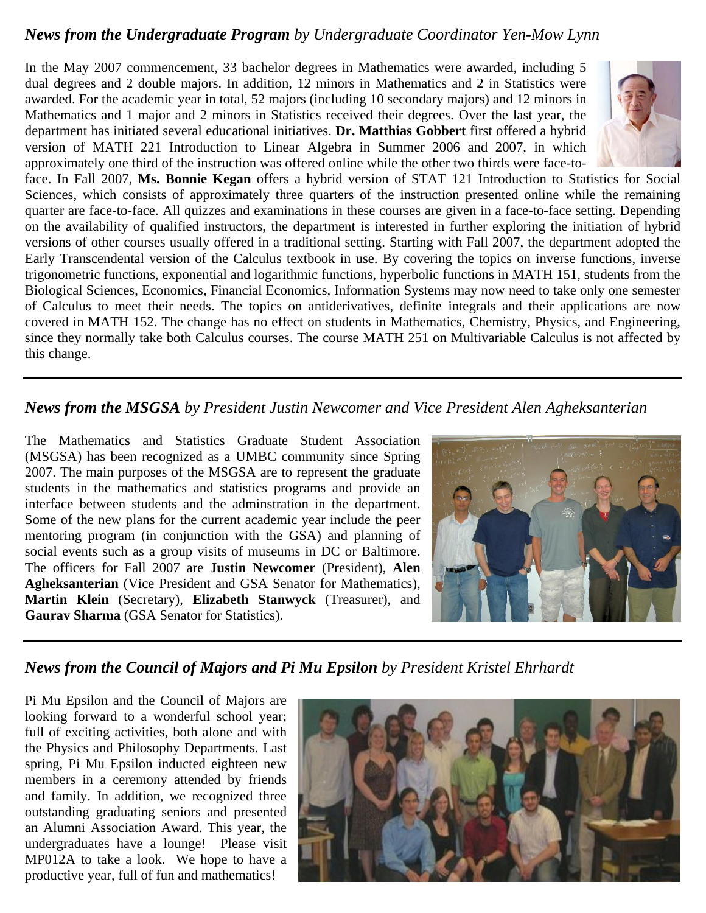## *News from the Undergraduate Program* *by Undergraduate Coordinator Yen-Mow Lynn*

In the May 2007 commencement, 33 bachelor degrees in Mathematics were awarded, including 5 dual degrees and 2 double majors. In addition, 12 minors in Mathematics and 2 in Statistics were awarded. For the academic year in total, 52 majors (including 10 secondary majors) and 12 minors in Mathematics and 1 major and 2 minors in Statistics received their degrees. Over the last year, the department has initiated several educational initiatives. **Dr. Matthias Gobbert** first offered a hybrid version of MATH 221 Introduction to Linear Algebra in Summer 2006 and 2007, in which approximately one third of the instruction was offered online while the other two thirds were face-to-face. In Fall 2007, **Ms. Bonnie Kegan** offers a hybrid version of STAT 121 Introduction to Statistics for Social Sciences, which consists of approximately three quarters of the instruction presented online while the remaining quarter are face-to-face. All quizzes and examinations in these courses are given in a face-to-face setting. Depending on the availability of qualified instructors, the department is interested in further exploring the initiation of hybrid versions of other courses usually offered in a traditional setting. Starting with Fall 2007, the department adopted the Early Transcendental version of the Calculus textbook in use. By covering the topics on inverse functions, inverse trigonometric functions, exponential and logarithmic functions, hyperbolic functions in MATH 151, students from the Biological Sciences, Economics, Financial Economics, Information Systems may now need to take only one semester of Calculus to meet their needs. The topics on antiderivatives, definite integrals and their applications are now covered in MATH 152. The change has no effect on students in Mathematics, Chemistry, Physics, and Engineering, since they normally take both Calculus courses. The course MATH 251 on Multivariable Calculus is not affected by this change.

---

## *News from the MSGSA* *by President Justin Newcomer and Vice President Alen Agheksanterian*

The Mathematics and Statistics Graduate Student Association (MSGSA) has been recognized as a UMBC community since Spring 2007. The main purposes of the MSGSA are to represent the graduate students in the mathematics and statistics programs and provide an interface between students and the adminstration in the department. Some of the new plans for the current academic year include the peer mentoring program (in conjunction with the GSA) and planning of social events such as a group visits of museums in DC or Baltimore. The officers for Fall 2007 are **Justin Newcomer** (President), **Alen Agheksanterian** (Vice President and GSA Senator for Mathematics), **Martin Klein** (Secretary), **Elizabeth Stanwyck** (Treasurer), and **Gaurav Sharma** (GSA Senator for Statistics).

---

## *News from the Council of Majors and Pi Mu Epsilon* *by President Kristel Ehrhardt*

Pi Mu Epsilon and the Council of Majors are looking forward to a wonderful school year; full of exciting activities, both alone and with the Physics and Philosophy Departments. Last spring, Pi Mu Epsilon inducted eighteen new members in a ceremony attended by friends and family. In addition, we recognized three outstanding graduating seniors and presented an Alumni Association Award. This year, the undergraduates have a lounge! Please visit MP012A to take a look. We hope to have a productive year, full of fun and mathematics!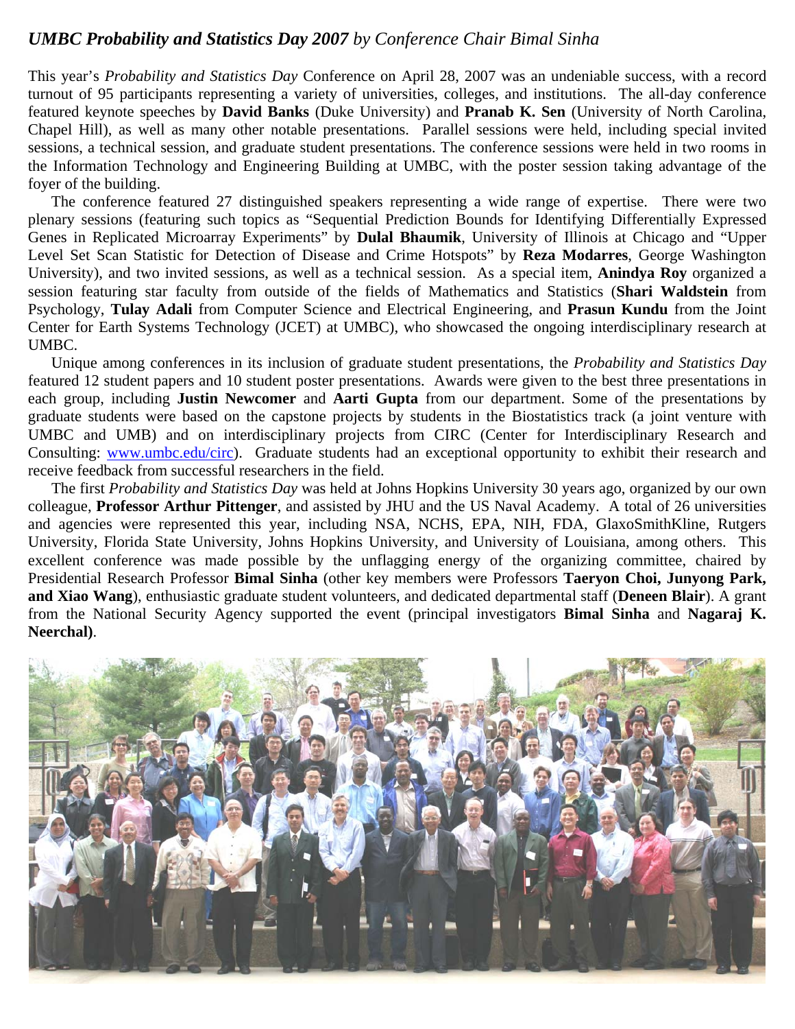## *UMBC Probability and Statistics Day 2007* *by Conference Chair Bimal Sinha*

This year's *Probability and Statistics Day* Conference on April 28, 2007 was an undeniable success, with a record turnout of 95 participants representing a variety of universities, colleges, and institutions. The all-day conference featured keynote speeches by **David Banks** (Duke University) and **Pranab K. Sen** (University of North Carolina, Chapel Hill), as well as many other notable presentations. Parallel sessions were held, including special invited sessions, a technical session, and graduate student presentations. The conference sessions were held in two rooms in the Information Technology and Engineering Building at UMBC, with the poster session taking advantage of the foyer of the building.

The conference featured 27 distinguished speakers representing a wide range of expertise. There were two plenary sessions (featuring such topics as "Sequential Prediction Bounds for Identifying Differentially Expressed Genes in Replicated Microarray Experiments" by **Dulal Bhaumik**, University of Illinois at Chicago and "Upper Level Set Scan Statistic for Detection of Disease and Crime Hotspots" by **Reza Modarres**, George Washington University), and two invited sessions, as well as a technical session. As a special item, **Anindya Roy** organized a session featuring star faculty from outside of the fields of Mathematics and Statistics (**Shari Waldstein** from Psychology, **Tulay Adali** from Computer Science and Electrical Engineering, and **Prasun Kundu** from the Joint Center for Earth Systems Technology (JCET) at UMBC), who showcased the ongoing interdisciplinary research at UMBC.

Unique among conferences in its inclusion of graduate student presentations, the *Probability and Statistics Day* featured 12 student papers and 10 student poster presentations. Awards were given to the best three presentations in each group, including **Justin Newcomer** and **Aarti Gupta** from our department. Some of the presentations by graduate students were based on the capstone projects by students in the Biostatistics track (a joint venture with UMBC and UMB) and on interdisciplinary projects from CIRC (Center for Interdisciplinary Research and Consulting: www.umbc.edu/circ). Graduate students had an exceptional opportunity to exhibit their research and receive feedback from successful researchers in the field.

The first *Probability and Statistics Day* was held at Johns Hopkins University 30 years ago, organized by our own colleague, **Professor Arthur Pittenger**, and assisted by JHU and the US Naval Academy. A total of 26 universities and agencies were represented this year, including NSA, NCHS, EPA, NIH, FDA, GlaxoSmithKline, Rutgers University, Florida State University, Johns Hopkins University, and University of Louisiana, among others. This excellent conference was made possible by the unflagging energy of the organizing committee, chaired by Presidential Research Professor **Bimal Sinha** (other key members were Professors **Taeryon Choi, Junyong Park, and Xiao Wang**), enthusiastic graduate student volunteers, and dedicated departmental staff (**Deneen Blair**). A grant from the National Security Agency supported the event (principal investigators **Bimal Sinha** and **Nagaraj K. Neerchal)**.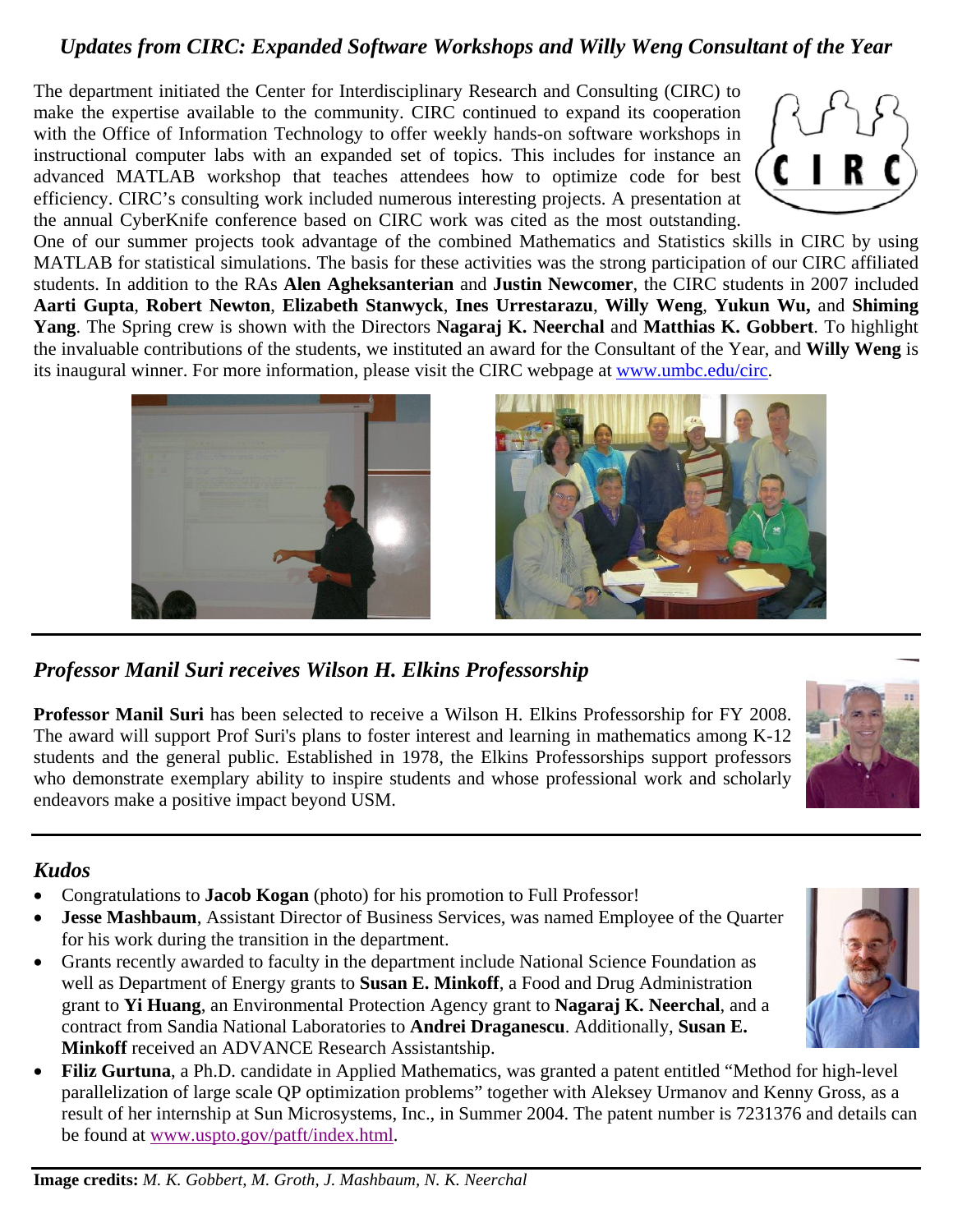## *Updates from CIRC: Expanded Software Workshops and Willy Weng Consultant of the Year*

The department initiated the Center for Interdisciplinary Research and Consulting (CIRC) to make the expertise available to the community. CIRC continued to expand its cooperation with the Office of Information Technology to offer weekly hands-on software workshops in instructional computer labs with an expanded set of topics. This includes for instance an advanced MATLAB workshop that teaches attendees how to optimize code for best efficiency. CIRC's consulting work included numerous interesting projects. A presentation at the annual CyberKnife conference based on CIRC work was cited as the most outstanding. One of our summer projects took advantage of the combined Mathematics and Statistics skills in CIRC by using MATLAB for statistical simulations. The basis for these activities was the strong participation of our CIRC affiliated students. In addition to the RAs **Alen Agheksanterian** and **Justin Newcomer**, the CIRC students in 2007 included **Aarti Gupta**, **Robert Newton**, **Elizabeth Stanwyck**, **Ines Urrestarazu**, **Willy Weng**, **Yukun Wu,** and **Shiming Yang**. The Spring crew is shown with the Directors **Nagaraj K. Neerchal** and **Matthias K. Gobbert**. To highlight the invaluable contributions of the students, we instituted an award for the Consultant of the Year, and **Willy Weng** is its inaugural winner. For more information, please visit the CIRC webpage at www.umbc.edu/circ.

## *Professor Manil Suri receives Wilson H. Elkins Professorship*

**Professor Manil Suri** has been selected to receive a Wilson H. Elkins Professorship for FY 2008. The award will support Prof Suri's plans to foster interest and learning in mathematics among K-12 students and the general public. Established in 1978, the Elkins Professorships support professors who demonstrate exemplary ability to inspire students and whose professional work and scholarly endeavors make a positive impact beyond USM.

## *Kudos*

- Congratulations to **Jacob Kogan** (photo) for his promotion to Full Professor!
- **Jesse Mashbaum**, Assistant Director of Business Services, was named Employee of the Quarter for his work during the transition in the department.
- Grants recently awarded to faculty in the department include National Science Foundation as well as Department of Energy grants to **Susan E. Minkoff**, a Food and Drug Administration grant to **Yi Huang**, an Environmental Protection Agency grant to **Nagaraj K. Neerchal**, and a contract from Sandia National Laboratories to **Andrei Draganescu**. Additionally, **Susan E. Minkoff** received an ADVANCE Research Assistantship.
- **Filiz Gurtuna**, a Ph.D. candidate in Applied Mathematics, was granted a patent entitled "Method for high-level parallelization of large scale QP optimization problems" together with Aleksey Urmanov and Kenny Gross, as a result of her internship at Sun Microsystems, Inc., in Summer 2004. The patent number is 7231376 and details can be found at www.uspto.gov/patft/index.html.

**Image credits:** *M. K. Gobbert, M. Groth, J. Mashbaum, N. K. Neerchal*